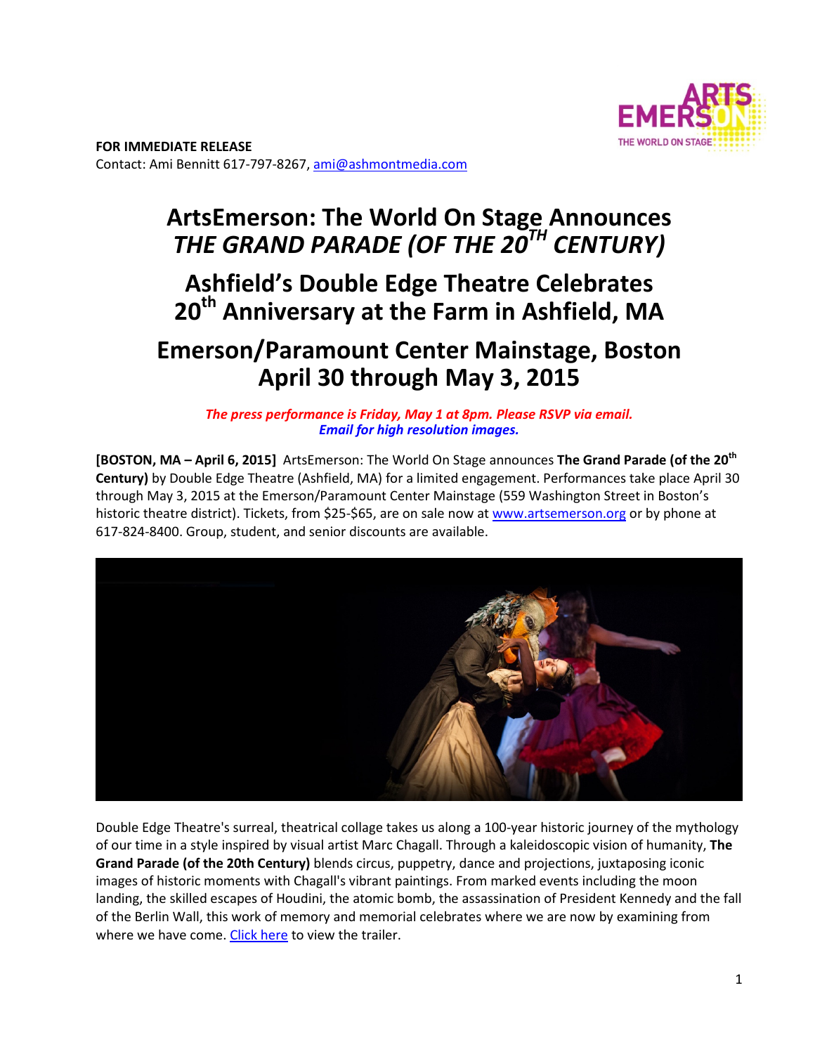**FOR IMMEDIATE RELEASE**
Contact: Ami Bennitt 617-797-8267, ami@ashmontmedia.com

# ArtsEmerson: The World On Stage Announces *THE GRAND PARADE (OF THE 20TH CENTURY)*

## Ashfield's Double Edge Theatre Celebrates 20th Anniversary at the Farm in Ashfield, MA

## Emerson/Paramount Center Mainstage, Boston April 30 through May 3, 2015

***The press performance is Friday, May 1 at 8pm. Please RSVP via email.***
***Email for high resolution images.***

**[BOSTON, MA – April 6, 2015]** ArtsEmerson: The World On Stage announces **The Grand Parade (of the 20th Century)** by Double Edge Theatre (Ashfield, MA) for a limited engagement. Performances take place April 30 through May 3, 2015 at the Emerson/Paramount Center Mainstage (559 Washington Street in Boston's historic theatre district). Tickets, from $25-$65, are on sale now at www.artsemerson.org or by phone at 617-824-8400. Group, student, and senior discounts are available.

Double Edge Theatre's surreal, theatrical collage takes us along a 100-year historic journey of the mythology of our time in a style inspired by visual artist Marc Chagall. Through a kaleidoscopic vision of humanity, **The Grand Parade (of the 20th Century)** blends circus, puppetry, dance and projections, juxtaposing iconic images of historic moments with Chagall's vibrant paintings. From marked events including the moon landing, the skilled escapes of Houdini, the atomic bomb, the assassination of President Kennedy and the fall of the Berlin Wall, this work of memory and memorial celebrates where we are now by examining from where we have come. Click here to view the trailer.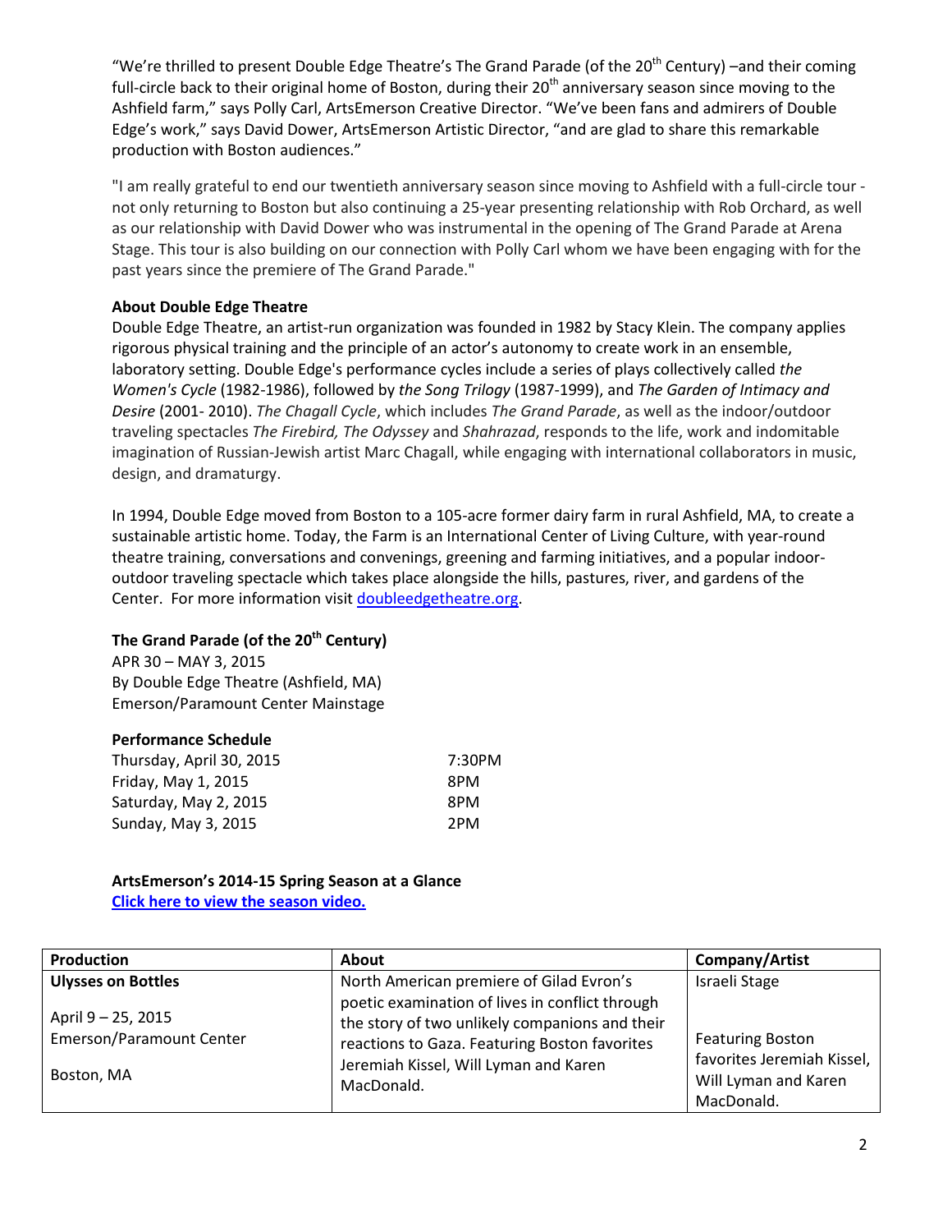"We're thrilled to present Double Edge Theatre's The Grand Parade (of the 20th Century) –and their coming full-circle back to their original home of Boston, during their 20th anniversary season since moving to the Ashfield farm," says Polly Carl, ArtsEmerson Creative Director. "We've been fans and admirers of Double Edge's work," says David Dower, ArtsEmerson Artistic Director, "and are glad to share this remarkable production with Boston audiences."

"I am really grateful to end our twentieth anniversary season since moving to Ashfield with a full-circle tour - not only returning to Boston but also continuing a 25-year presenting relationship with Rob Orchard, as well as our relationship with David Dower who was instrumental in the opening of The Grand Parade at Arena Stage. This tour is also building on our connection with Polly Carl whom we have been engaging with for the past years since the premiere of The Grand Parade."

**About Double Edge Theatre**

Double Edge Theatre, an artist-run organization was founded in 1982 by Stacy Klein. The company applies rigorous physical training and the principle of an actor's autonomy to create work in an ensemble, laboratory setting. Double Edge's performance cycles include a series of plays collectively called *the Women's Cycle* (1982-1986), followed by *the Song Trilogy* (1987-1999), and *The Garden of Intimacy and Desire* (2001- 2010). *The Chagall Cycle*, which includes *The Grand Parade*, as well as the indoor/outdoor traveling spectacles *The Firebird, The Odyssey* and *Shahrazad*, responds to the life, work and indomitable imagination of Russian-Jewish artist Marc Chagall, while engaging with international collaborators in music, design, and dramaturgy.

In 1994, Double Edge moved from Boston to a 105-acre former dairy farm in rural Ashfield, MA, to create a sustainable artistic home. Today, the Farm is an International Center of Living Culture, with year-round theatre training, conversations and convenings, greening and farming initiatives, and a popular indoor-outdoor traveling spectacle which takes place alongside the hills, pastures, river, and gardens of the Center. For more information visit doubleedgetheatre.org.

**The Grand Parade (of the 20th Century)**
APR 30 – MAY 3, 2015
By Double Edge Theatre (Ashfield, MA)
Emerson/Paramount Center Mainstage

**Performance Schedule**

| | |
|---|---|
| Thursday, April 30, 2015 | 7:30PM |
| Friday, May 1, 2015 | 8PM |
| Saturday, May 2, 2015 | 8PM |
| Sunday, May 3, 2015 | 2PM |

**ArtsEmerson's 2014-15 Spring Season at a Glance**
**Click here to view the season video.**

| Production | About | Company/Artist |
|---|---|---|
| **Ulysses on Bottles**<br><br>April 9 – 25, 2015<br>Emerson/Paramount Center<br><br>Boston, MA | North American premiere of Gilad Evron's poetic examination of lives in conflict through the story of two unlikely companions and their reactions to Gaza. Featuring Boston favorites Jeremiah Kissel, Will Lyman and Karen MacDonald. | Israeli Stage<br><br>Featuring Boston favorites Jeremiah Kissel, Will Lyman and Karen MacDonald. |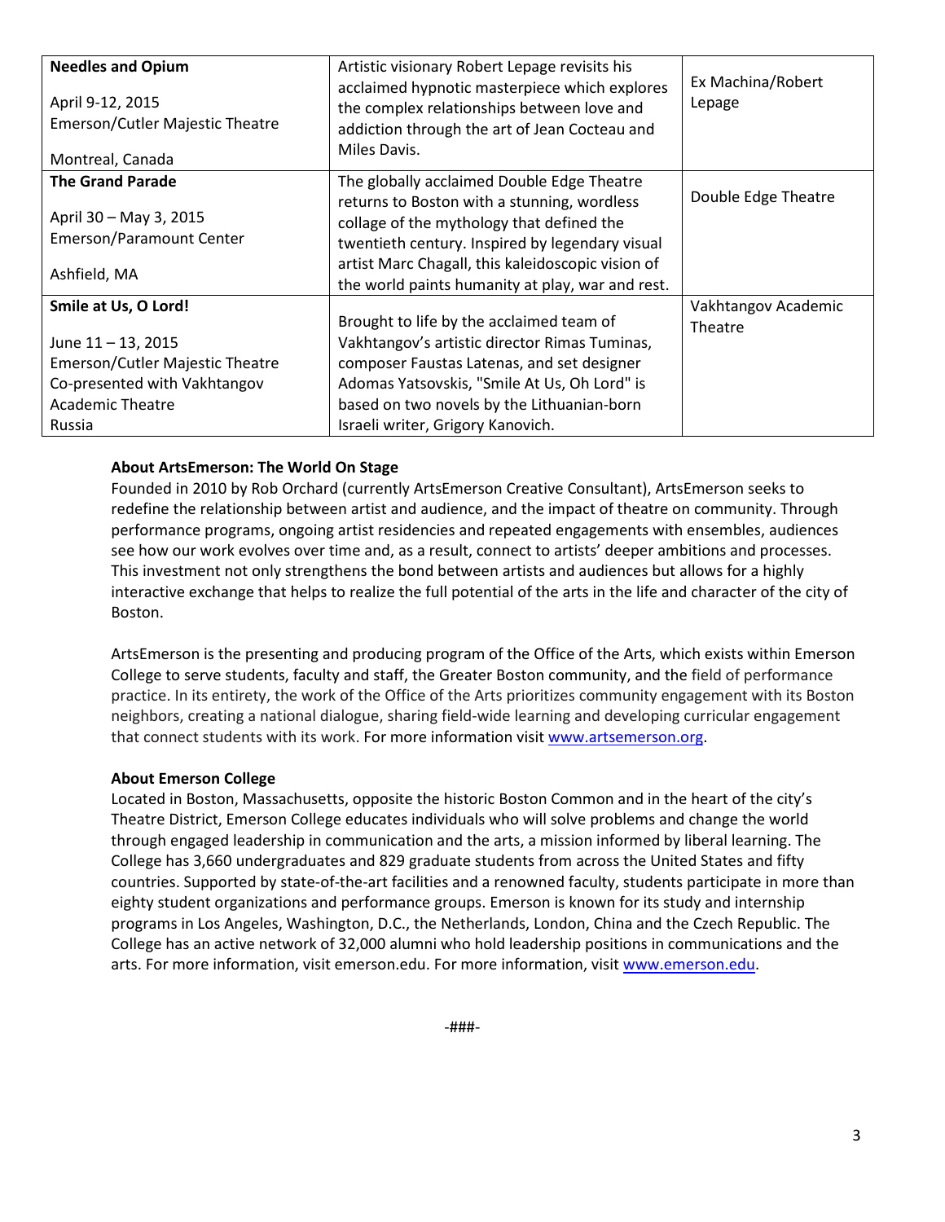| | | |
|---|---|---|
| **Needles and Opium**<br><br>April 9-12, 2015<br>Emerson/Cutler Majestic Theatre<br><br>Montreal, Canada | Artistic visionary Robert Lepage revisits his acclaimed hypnotic masterpiece which explores the complex relationships between love and addiction through the art of Jean Cocteau and Miles Davis. | Ex Machina/Robert Lepage |
| **The Grand Parade**<br><br>April 30 – May 3, 2015<br>Emerson/Paramount Center<br><br>Ashfield, MA | The globally acclaimed Double Edge Theatre returns to Boston with a stunning, wordless collage of the mythology that defined the twentieth century. Inspired by legendary visual artist Marc Chagall, this kaleidoscopic vision of the world paints humanity at play, war and rest. | Double Edge Theatre |
| **Smile at Us, O Lord!**<br><br>June 11 – 13, 2015<br>Emerson/Cutler Majestic Theatre<br>Co-presented with Vakhtangov Academic Theatre<br>Russia | Brought to life by the acclaimed team of Vakhtangov's artistic director Rimas Tuminas, composer Faustas Latenas, and set designer Adomas Yatsovskis, "Smile At Us, Oh Lord" is based on two novels by the Lithuanian-born Israeli writer, Grigory Kanovich. | Vakhtangov Academic Theatre |

**About ArtsEmerson: The World On Stage**

Founded in 2010 by Rob Orchard (currently ArtsEmerson Creative Consultant), ArtsEmerson seeks to redefine the relationship between artist and audience, and the impact of theatre on community. Through performance programs, ongoing artist residencies and repeated engagements with ensembles, audiences see how our work evolves over time and, as a result, connect to artists' deeper ambitions and processes. This investment not only strengthens the bond between artists and audiences but allows for a highly interactive exchange that helps to realize the full potential of the arts in the life and character of the city of Boston.

ArtsEmerson is the presenting and producing program of the Office of the Arts, which exists within Emerson College to serve students, faculty and staff, the Greater Boston community, and the field of performance practice. In its entirety, the work of the Office of the Arts prioritizes community engagement with its Boston neighbors, creating a national dialogue, sharing field-wide learning and developing curricular engagement that connect students with its work. For more information visit www.artsemerson.org.

**About Emerson College**

Located in Boston, Massachusetts, opposite the historic Boston Common and in the heart of the city's Theatre District, Emerson College educates individuals who will solve problems and change the world through engaged leadership in communication and the arts, a mission informed by liberal learning. The College has 3,660 undergraduates and 829 graduate students from across the United States and fifty countries. Supported by state-of-the-art facilities and a renowned faculty, students participate in more than eighty student organizations and performance groups. Emerson is known for its study and internship programs in Los Angeles, Washington, D.C., the Netherlands, London, China and the Czech Republic. The College has an active network of 32,000 alumni who hold leadership positions in communications and the arts. For more information, visit emerson.edu. For more information, visit www.emerson.edu.

-###-